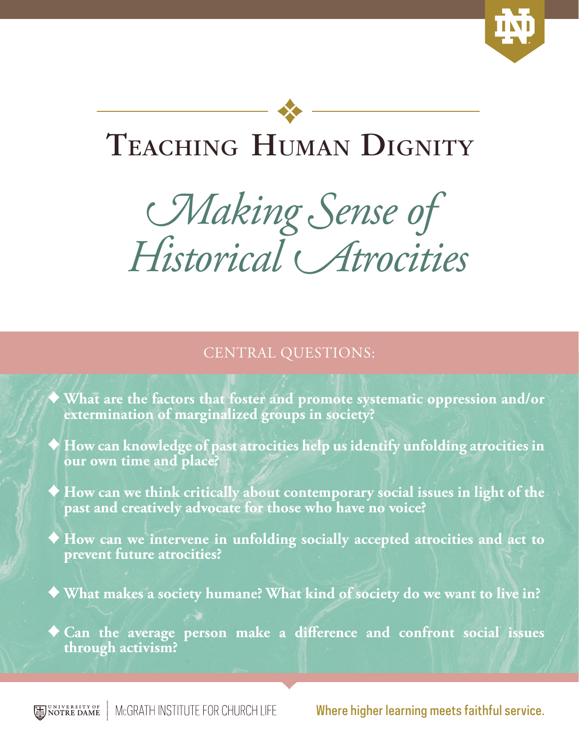# Teaching Human Dignity

## *Making Sense of Historical Atrocities*

### CENTRAL QUESTIONS:

- **What are the factors that foster and promote systematic oppression and/or extermination of marginalized groups in society?**
- **How can knowledge of past atrocities help us identify unfolding atrocities in our own time and place?**
- **How can we think critically about contemporary social issues in light of the past and creatively advocate for those who have no voice?**
- **How can we intervene in unfolding socially accepted atrocities and act to prevent future atrocities?**
- **What makes a society humane? What kind of society do we want to live in?**
- **Can the average person make a difference and confront social issues through activism?**

University of Notre Dame | McGrath Institute for Church Life

Where higher learning meets faithful service.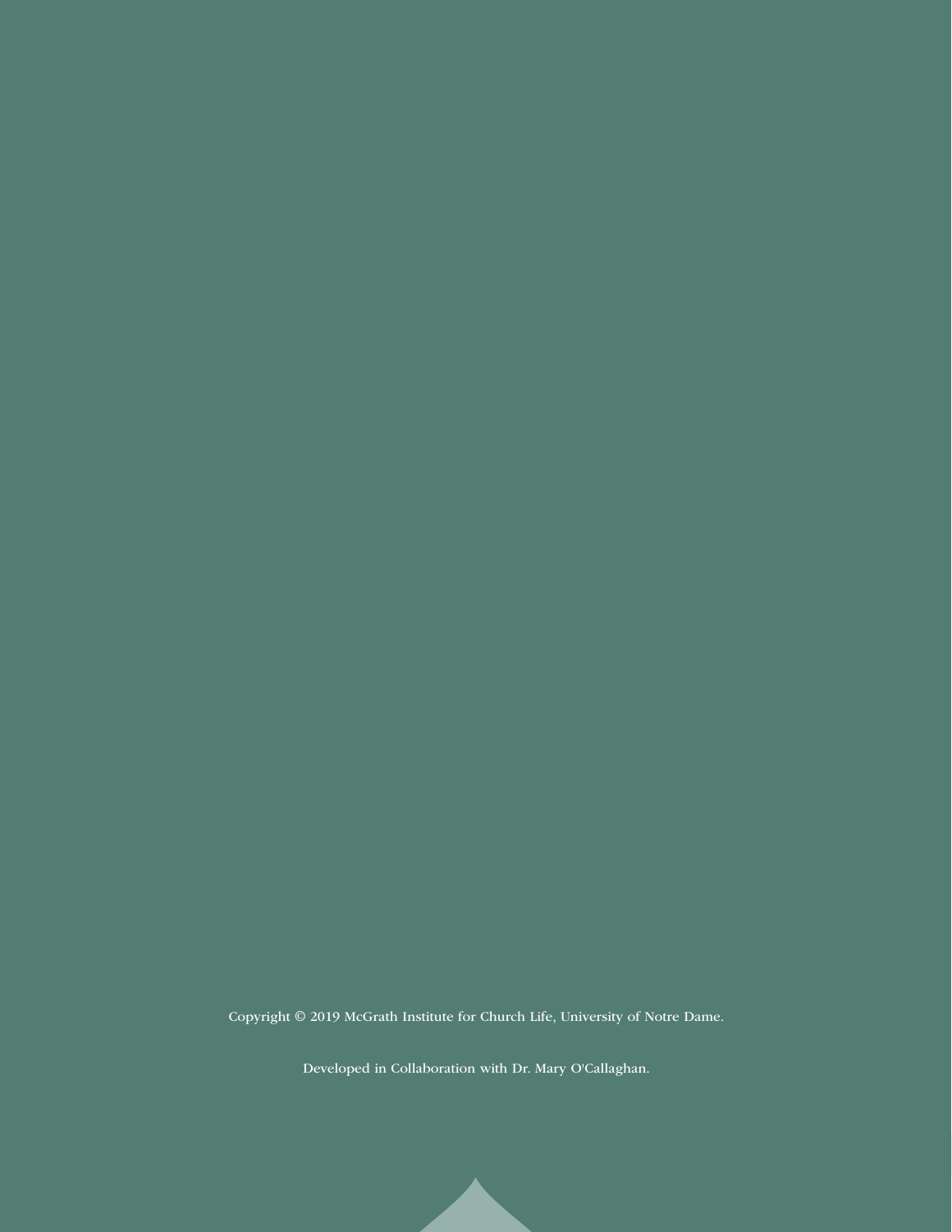Copyright © 2019 McGrath Institute for Church Life, University of Notre Dame.

Developed in Collaboration with Dr. Mary O'Callaghan.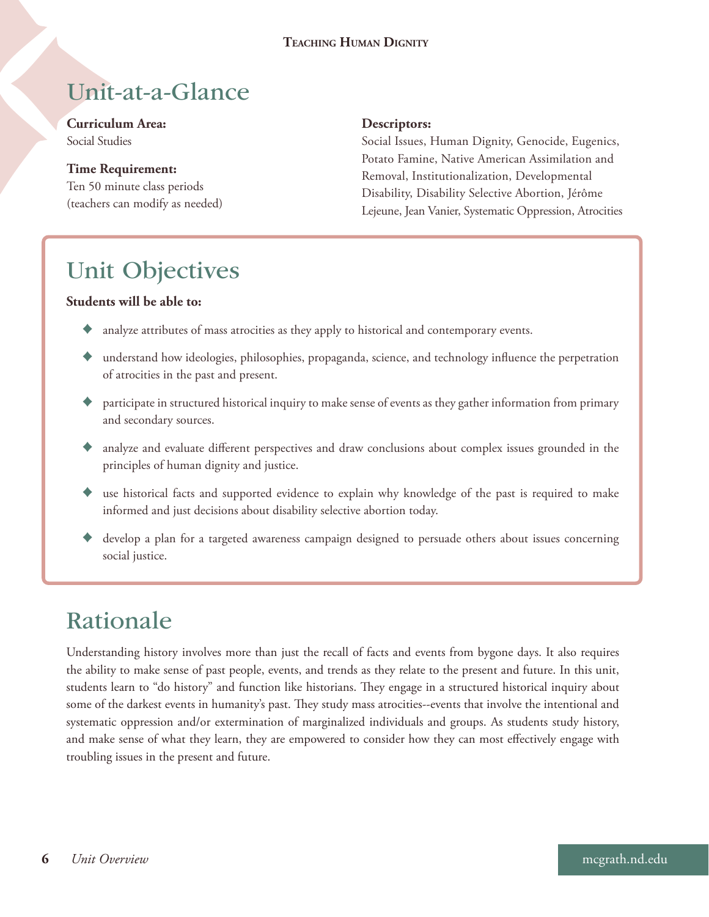# Unit-at-a-Glance

**Curriculum Area:**
Social Studies

**Time Requirement:**
Ten 50 minute class periods
(teachers can modify as needed)

**Descriptors:**
Social Issues, Human Dignity, Genocide, Eugenics, Potato Famine, Native American Assimilation and Removal, Institutionalization, Developmental Disability, Disability Selective Abortion, Jérôme Lejeune, Jean Vanier, Systematic Oppression, Atrocities

## Unit Objectives

**Students will be able to:**

- analyze attributes of mass atrocities as they apply to historical and contemporary events.
- understand how ideologies, philosophies, propaganda, science, and technology influence the perpetration of atrocities in the past and present.
- participate in structured historical inquiry to make sense of events as they gather information from primary and secondary sources.
- analyze and evaluate different perspectives and draw conclusions about complex issues grounded in the principles of human dignity and justice.
- use historical facts and supported evidence to explain why knowledge of the past is required to make informed and just decisions about disability selective abortion today.
- develop a plan for a targeted awareness campaign designed to persuade others about issues concerning social justice.

## Rationale

Understanding history involves more than just the recall of facts and events from bygone days. It also requires the ability to make sense of past people, events, and trends as they relate to the present and future. In this unit, students learn to "do history" and function like historians. They engage in a structured historical inquiry about some of the darkest events in humanity's past. They study mass atrocities--events that involve the intentional and systematic oppression and/or extermination of marginalized individuals and groups. As students study history, and make sense of what they learn, they are empowered to consider how they can most effectively engage with troubling issues in the present and future.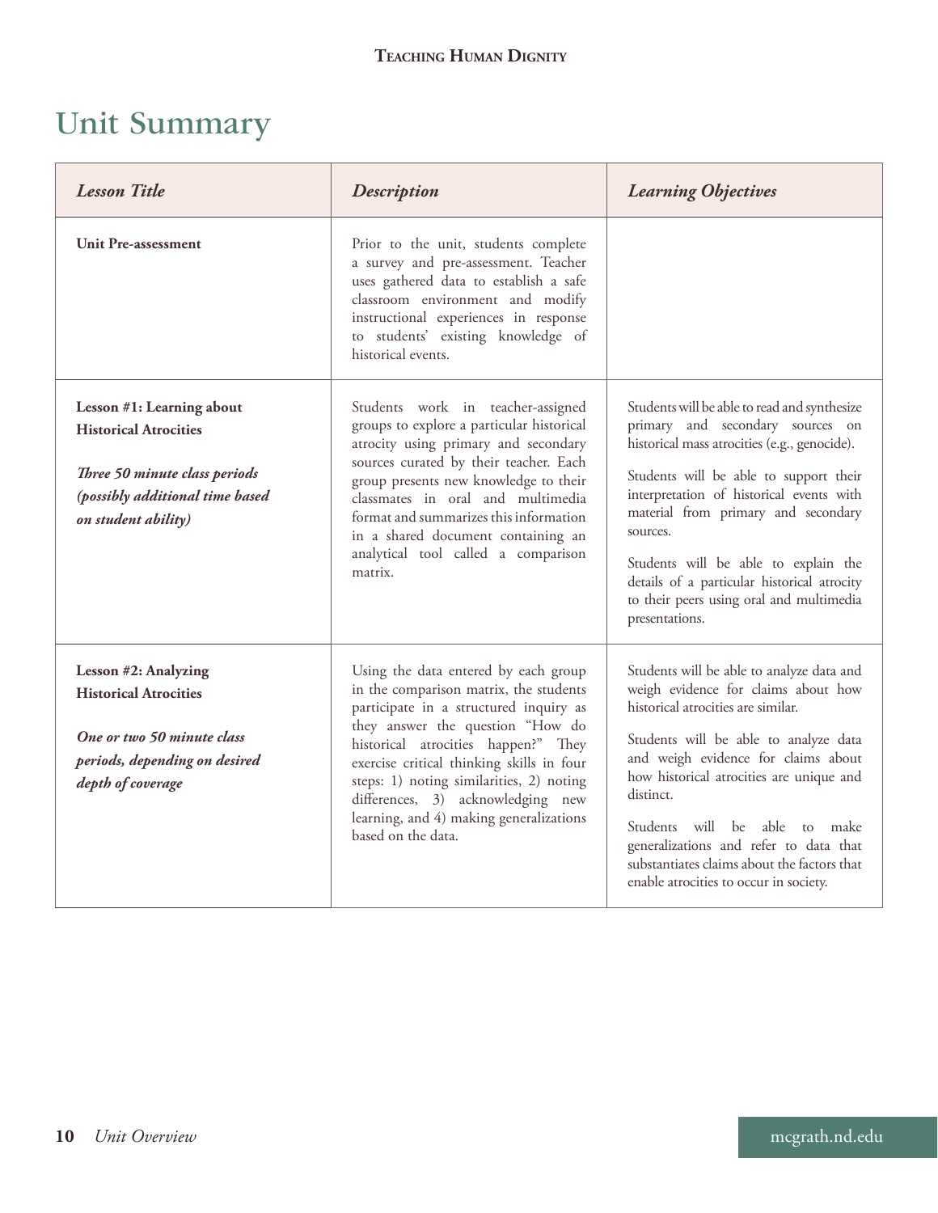# Unit Summary

| *Lesson Title* | *Description* | *Learning Objectives* |
|---|---|---|
| **Unit Pre-assessment** | Prior to the unit, students complete a survey and pre-assessment. Teacher uses gathered data to establish a safe classroom environment and modify instructional experiences in response to students' existing knowledge of historical events. | |
| **Lesson #1: Learning about Historical Atrocities**<br><br>***Three 50 minute class periods (possibly additional time based on student ability)*** | Students work in teacher-assigned groups to explore a particular historical atrocity using primary and secondary sources curated by their teacher. Each group presents new knowledge to their classmates in oral and multimedia format and summarizes this information in a shared document containing an analytical tool called a comparison matrix. | Students will be able to read and synthesize primary and secondary sources on historical mass atrocities (e.g., genocide).<br><br>Students will be able to support their interpretation of historical events with material from primary and secondary sources.<br><br>Students will be able to explain the details of a particular historical atrocity to their peers using oral and multimedia presentations. |
| **Lesson #2: Analyzing Historical Atrocities**<br><br>***One or two 50 minute class periods, depending on desired depth of coverage*** | Using the data entered by each group in the comparison matrix, the students participate in a structured inquiry as they answer the question "How do historical atrocities happen?" They exercise critical thinking skills in four steps: 1) noting similarities, 2) noting differences, 3) acknowledging new learning, and 4) making generalizations based on the data. | Students will be able to analyze data and weigh evidence for claims about how historical atrocities are similar.<br><br>Students will be able to analyze data and weigh evidence for claims about how historical atrocities are unique and distinct.<br><br>Students will be able to make generalizations and refer to data that substantiates claims about the factors that enable atrocities to occur in society. |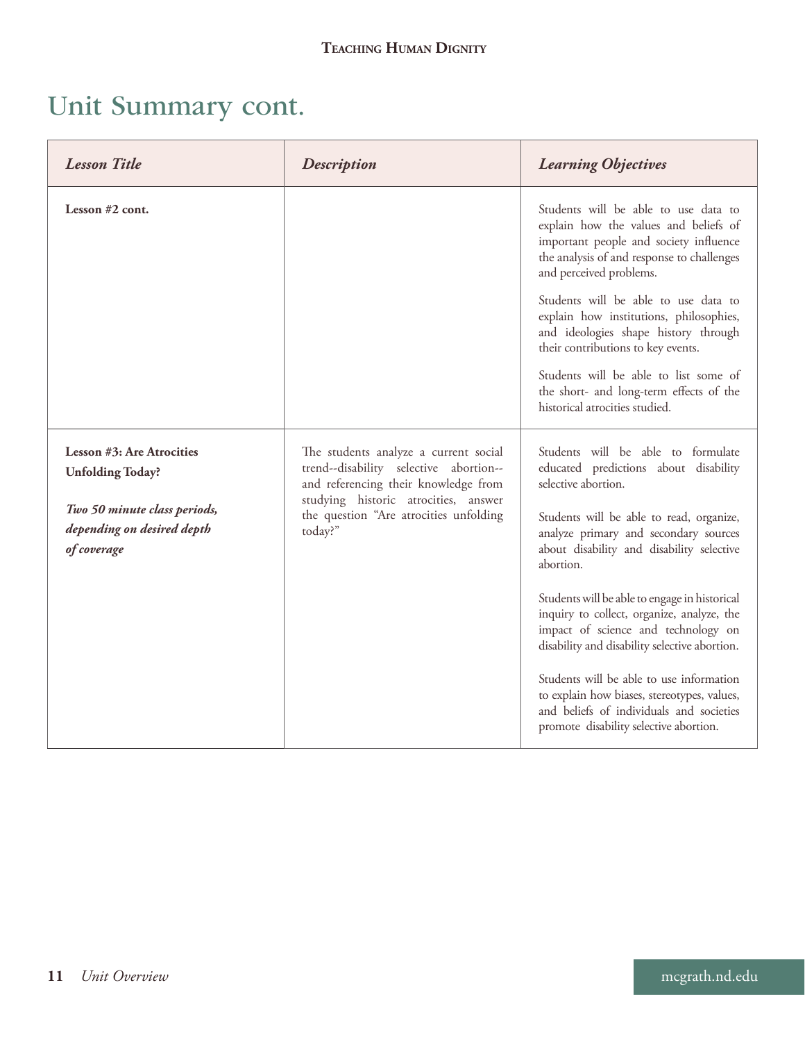# Unit Summary cont.

| *Lesson Title* | *Description* | *Learning Objectives* |
|---|---|---|
| **Lesson #2 cont.** | | Students will be able to use data to explain how the values and beliefs of important people and society influence the analysis of and response to challenges and perceived problems.<br><br>Students will be able to use data to explain how institutions, philosophies, and ideologies shape history through their contributions to key events.<br><br>Students will be able to list some of the short- and long-term effects of the historical atrocities studied. |
| **Lesson #3: Are Atrocities Unfolding Today?**<br><br>***Two 50 minute class periods, depending on desired depth of coverage*** | The students analyze a current social trend--disability selective abortion--and referencing their knowledge from studying historic atrocities, answer the question "Are atrocities unfolding today?" | Students will be able to formulate educated predictions about disability selective abortion.<br><br>Students will be able to read, organize, analyze primary and secondary sources about disability and disability selective abortion.<br><br>Students will be able to engage in historical inquiry to collect, organize, analyze, the impact of science and technology on disability and disability selective abortion.<br><br>Students will be able to use information to explain how biases, stereotypes, values, and beliefs of individuals and societies promote disability selective abortion. |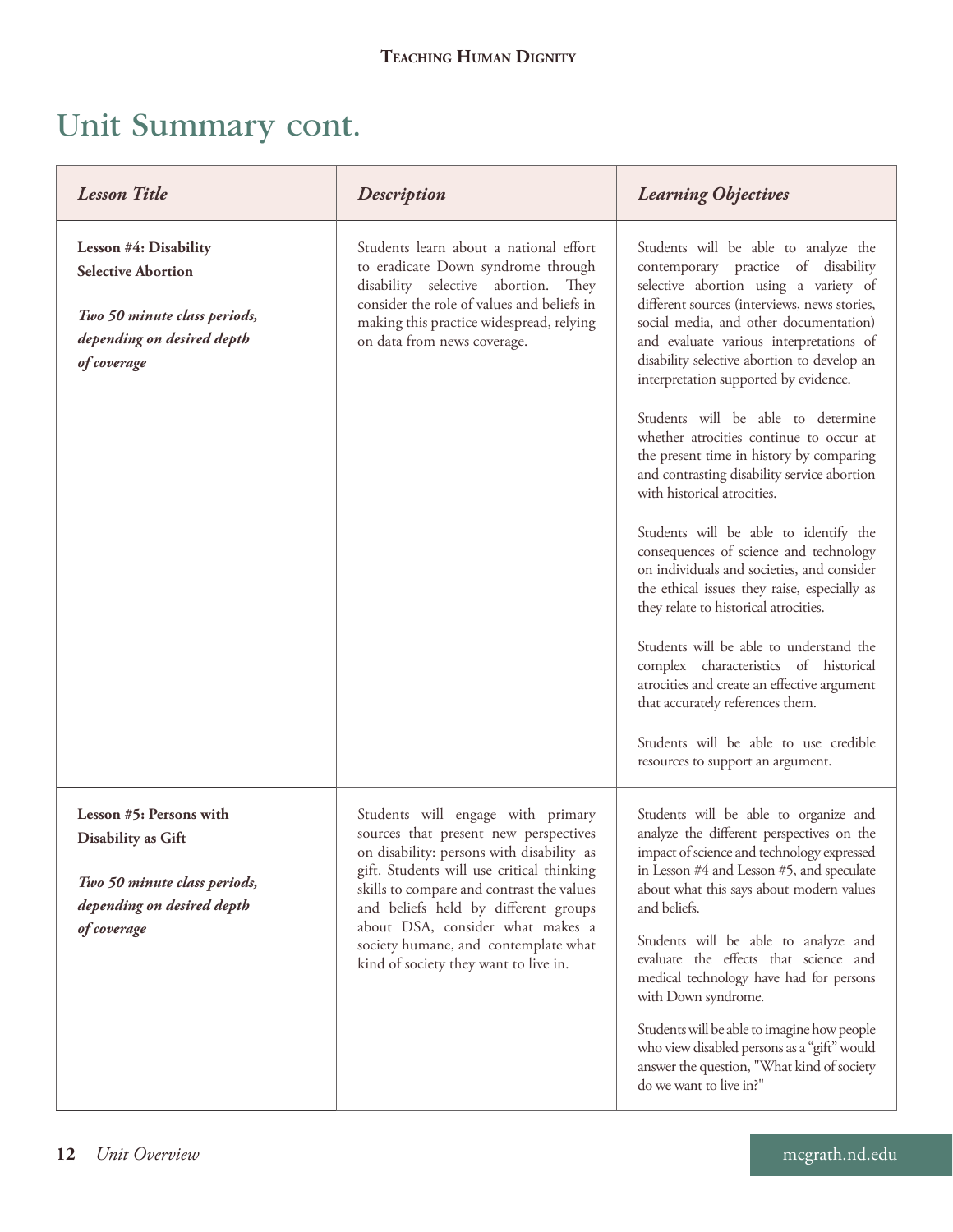# Unit Summary cont.

| *Lesson Title* | *Description* | *Learning Objectives* |
| --- | --- | --- |
| **Lesson #4: Disability Selective Abortion**<br><br>***Two 50 minute class periods, depending on desired depth of coverage*** | Students learn about a national effort to eradicate Down syndrome through disability selective abortion. They consider the role of values and beliefs in making this practice widespread, relying on data from news coverage. | Students will be able to analyze the contemporary practice of disability selective abortion using a variety of different sources (interviews, news stories, social media, and other documentation) and evaluate various interpretations of disability selective abortion to develop an interpretation supported by evidence.<br><br>Students will be able to determine whether atrocities continue to occur at the present time in history by comparing and contrasting disability service abortion with historical atrocities.<br><br>Students will be able to identify the consequences of science and technology on individuals and societies, and consider the ethical issues they raise, especially as they relate to historical atrocities.<br><br>Students will be able to understand the complex characteristics of historical atrocities and create an effective argument that accurately references them.<br><br>Students will be able to use credible resources to support an argument. |
| **Lesson #5: Persons with Disability as Gift**<br><br>***Two 50 minute class periods, depending on desired depth of coverage*** | Students will engage with primary sources that present new perspectives on disability: persons with disability as gift. Students will use critical thinking skills to compare and contrast the values and beliefs held by different groups about DSA, consider what makes a society humane, and contemplate what kind of society they want to live in. | Students will be able to organize and analyze the different perspectives on the impact of science and technology expressed in Lesson #4 and Lesson #5, and speculate about what this says about modern values and beliefs.<br><br>Students will be able to analyze and evaluate the effects that science and medical technology have had for persons with Down syndrome.<br><br>Students will be able to imagine how people who view disabled persons as a "gift" would answer the question, "What kind of society do we want to live in?" |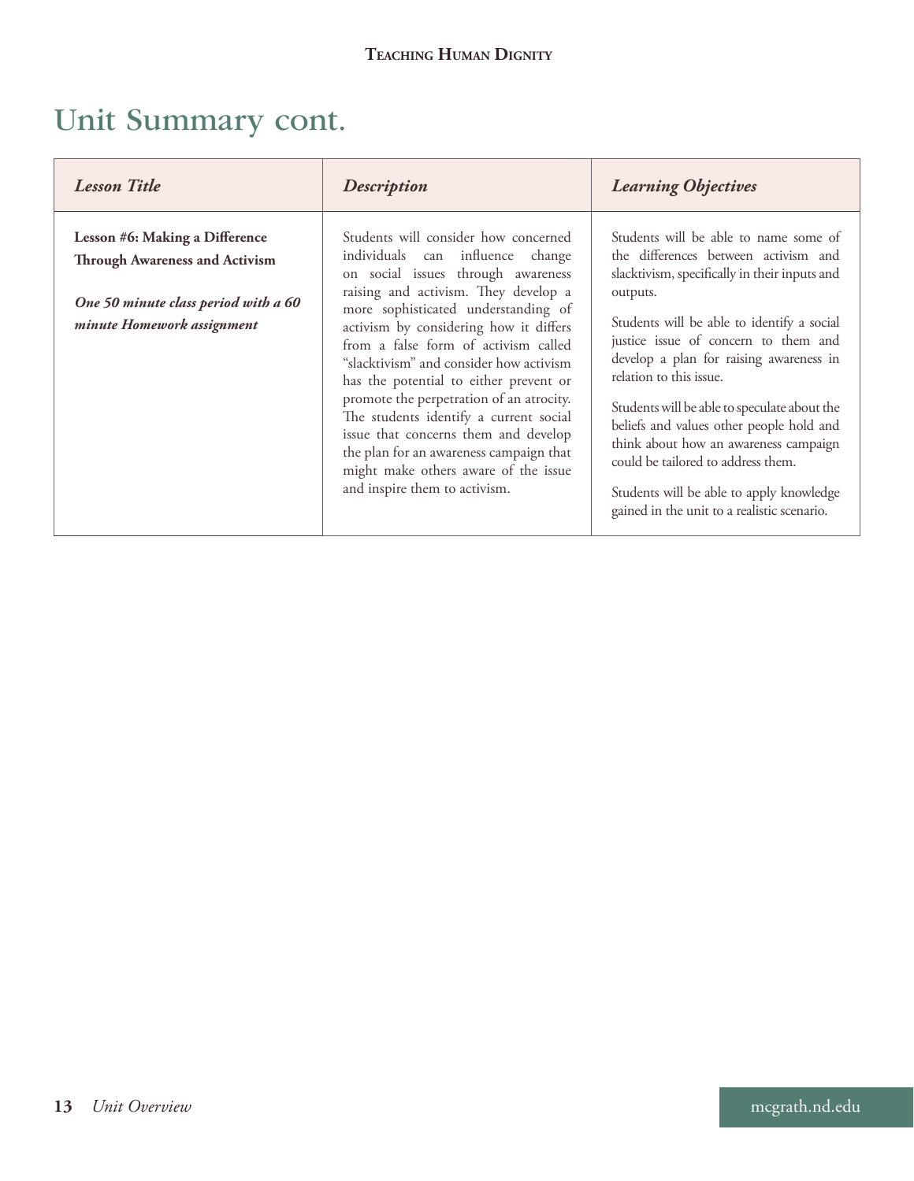# Unit Summary cont.

| *Lesson Title* | *Description* | *Learning Objectives* |
|---|---|---|
| **Lesson #6: Making a Difference Through Awareness and Activism**<br><br>***One 50 minute class period with a 60 minute Homework assignment*** | Students will consider how concerned individuals can influence change on social issues through awareness raising and activism. They develop a more sophisticated understanding of activism by considering how it differs from a false form of activism called "slacktivism" and consider how activism has the potential to either prevent or promote the perpetration of an atrocity. The students identify a current social issue that concerns them and develop the plan for an awareness campaign that might make others aware of the issue and inspire them to activism. | Students will be able to name some of the differences between activism and slacktivism, specifically in their inputs and outputs.<br><br>Students will be able to identify a social justice issue of concern to them and develop a plan for raising awareness in relation to this issue.<br><br>Students will be able to speculate about the beliefs and values other people hold and think about how an awareness campaign could be tailored to address them.<br><br>Students will be able to apply knowledge gained in the unit to a realistic scenario. |